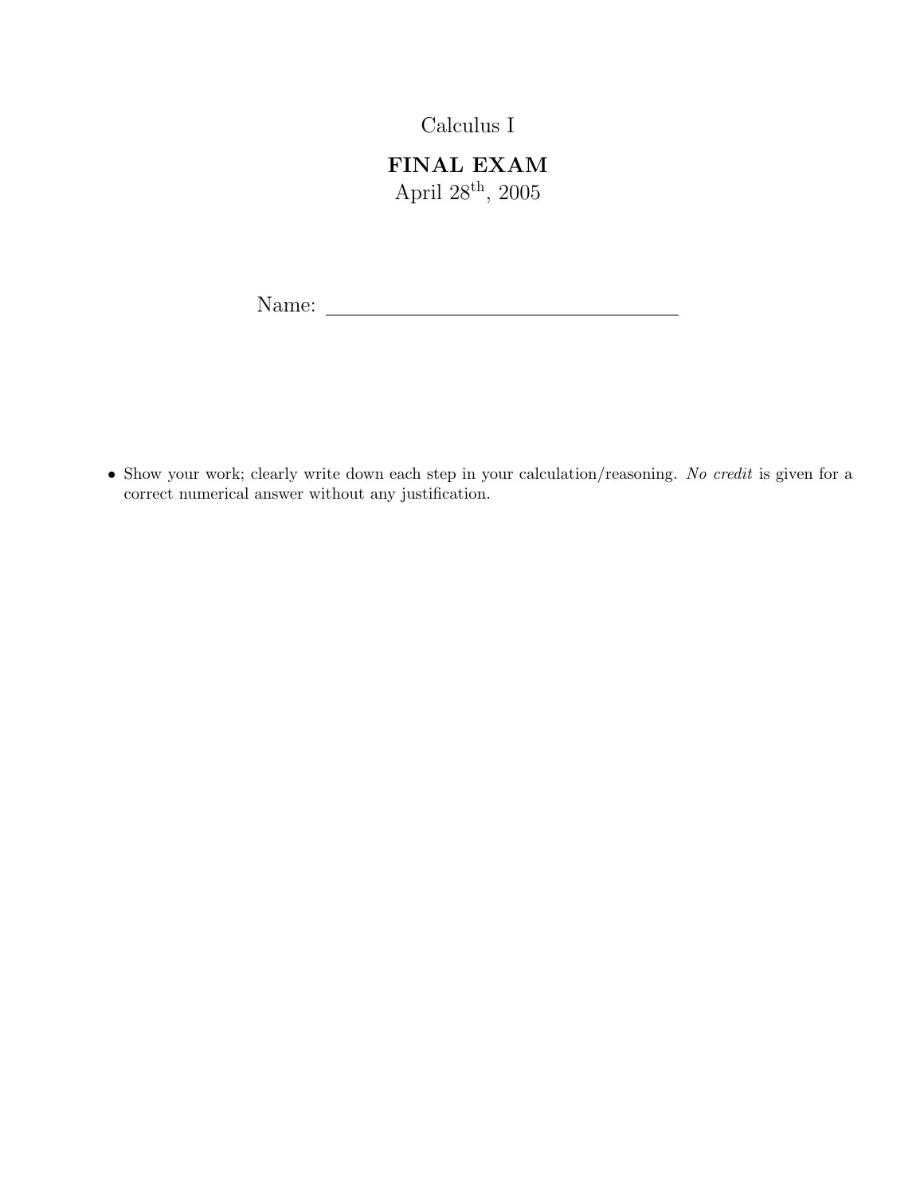# Calculus I

## FINAL EXAM

April 28th, 2005

Name: ________________________________

- Show your work; clearly write down each step in your calculation/reasoning. *No credit* is given for a correct numerical answer without any justification.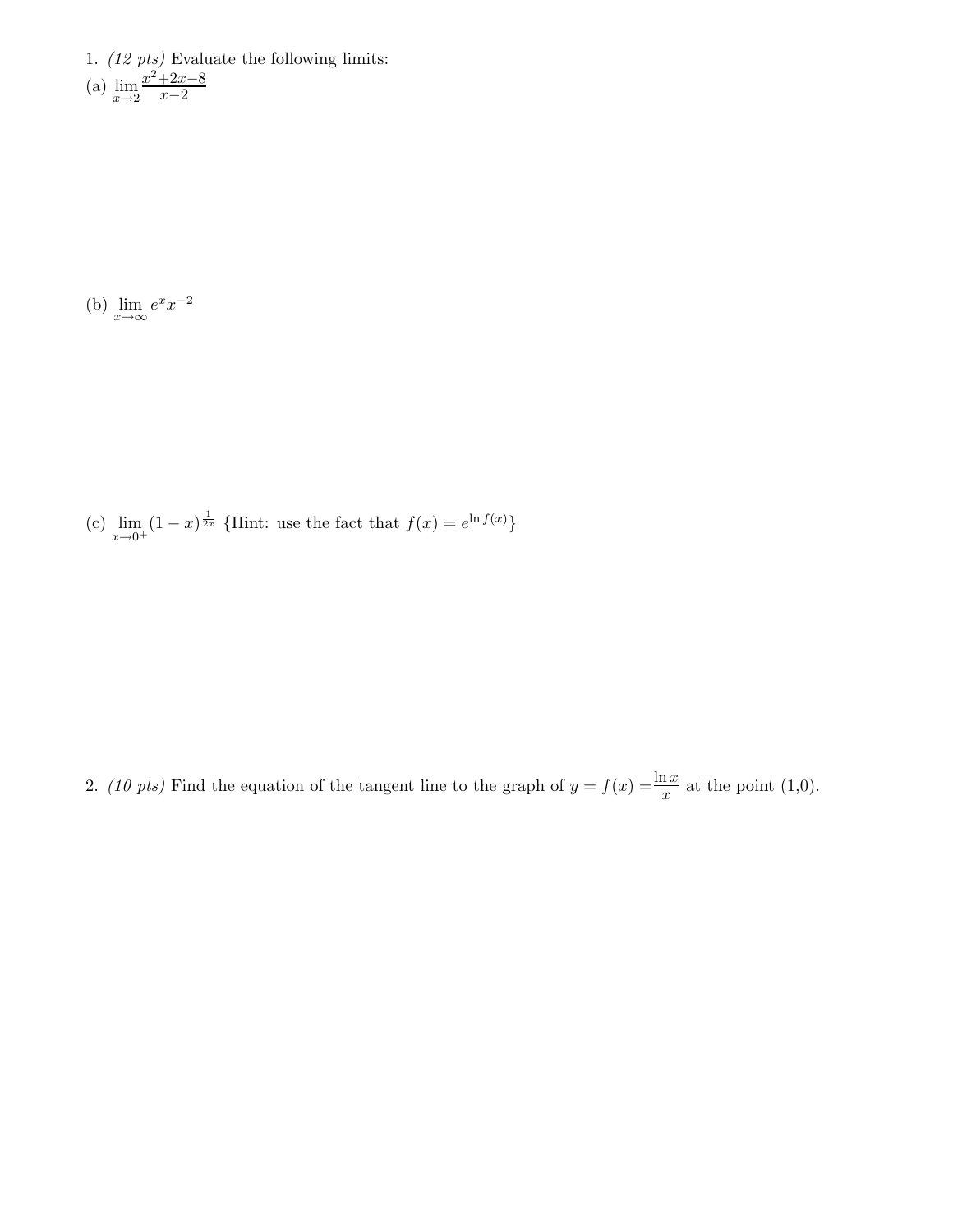1. *(12 pts)* Evaluate the following limits:

(a) $\lim\limits_{x \to 2} \frac{x^2+2x-8}{x-2}$

(b) $\lim\limits_{x \to \infty} e^x x^{-2}$

(c) $\lim\limits_{x \to 0^+} (1-x)^{\frac{1}{2x}}$ {Hint: use the fact that $f(x) = e^{\ln f(x)}$}

2. *(10 pts)* Find the equation of the tangent line to the graph of $y = f(x) = \frac{\ln x}{x}$ at the point (1,0).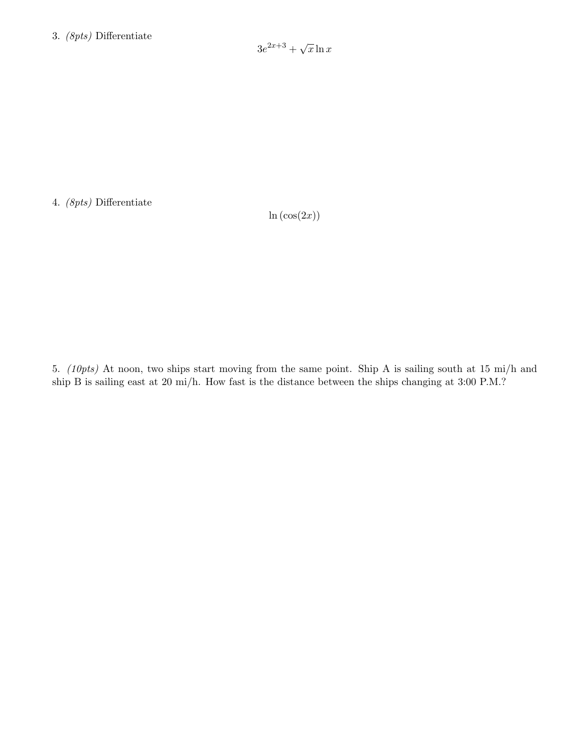3. *(8pts)* Differentiate

$$3e^{2x+3} + \sqrt{x}\ln x$$

4. *(8pts)* Differentiate

$$\ln\left(\cos(2x)\right)$$

5. *(10pts)* At noon, two ships start moving from the same point. Ship A is sailing south at 15 mi/h and ship B is sailing east at 20 mi/h. How fast is the distance between the ships changing at 3:00 P.M.?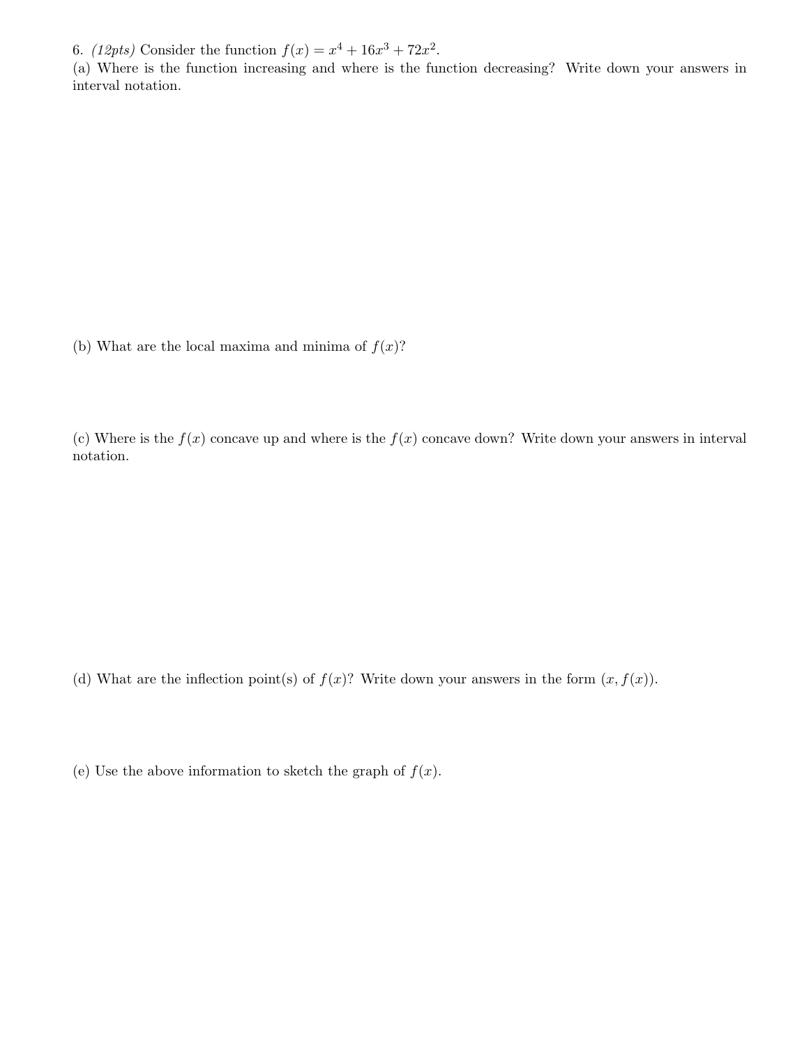6. *(12pts)* Consider the function $f(x) = x^4 + 16x^3 + 72x^2$.

(a) Where is the function increasing and where is the function decreasing? Write down your answers in interval notation.

(b) What are the local maxima and minima of $f(x)$?

(c) Where is the $f(x)$ concave up and where is the $f(x)$ concave down? Write down your answers in interval notation.

(d) What are the inflection point(s) of $f(x)$? Write down your answers in the form $(x, f(x))$.

(e) Use the above information to sketch the graph of $f(x)$.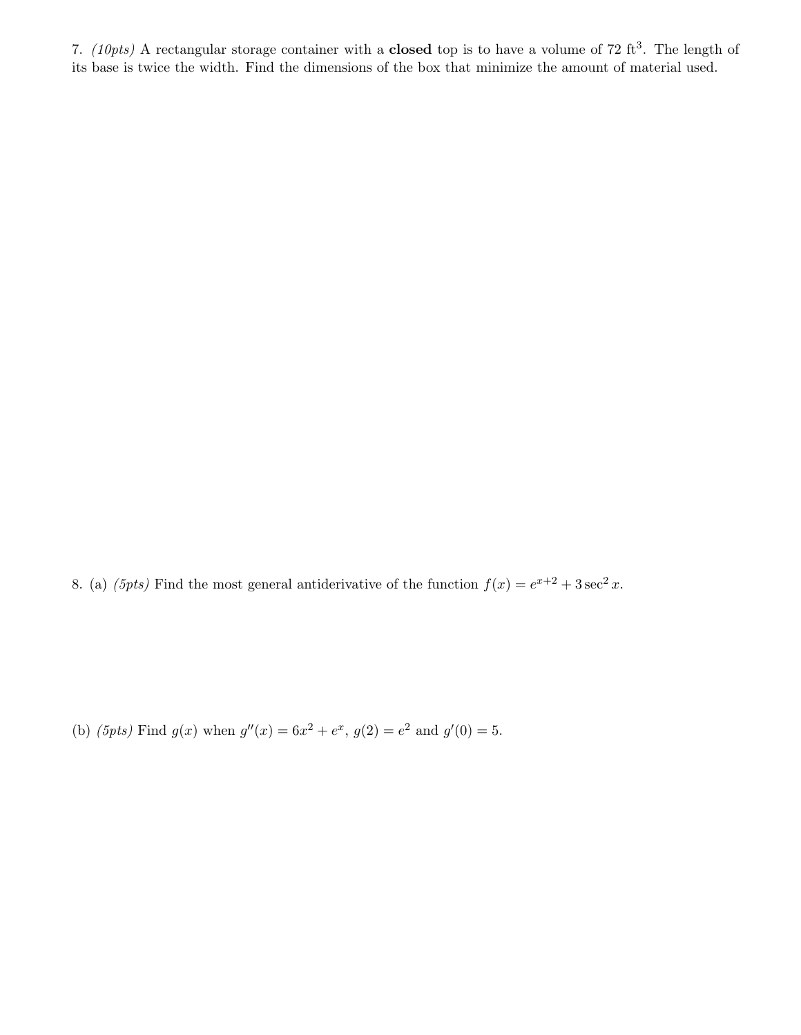7. *(10pts)* A rectangular storage container with a **closed** top is to have a volume of 72 $\text{ft}^3$. The length of its base is twice the width. Find the dimensions of the box that minimize the amount of material used.

8. (a) *(5pts)* Find the most general antiderivative of the function $f(x) = e^{x+2} + 3\sec^2 x$.

(b) *(5pts)* Find $g(x)$ when $g''(x) = 6x^2 + e^x$, $g(2) = e^2$ and $g'(0) = 5$.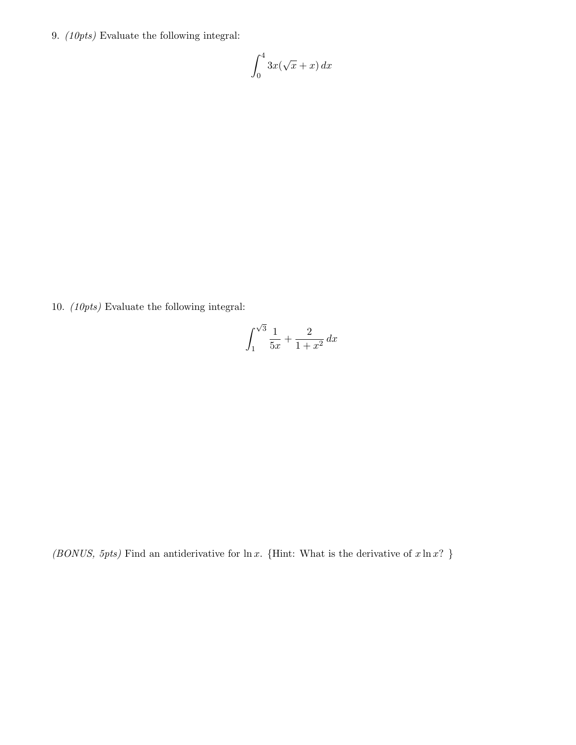9. *(10pts)* Evaluate the following integral:

$$\int_0^4 3x(\sqrt{x} + x)\, dx$$

10. *(10pts)* Evaluate the following integral:

$$\int_1^{\sqrt{3}} \frac{1}{5x} + \frac{2}{1+x^2}\, dx$$

*(BONUS, 5pts)* Find an antiderivative for $\ln x$. {Hint: What is the derivative of $x \ln x$? }